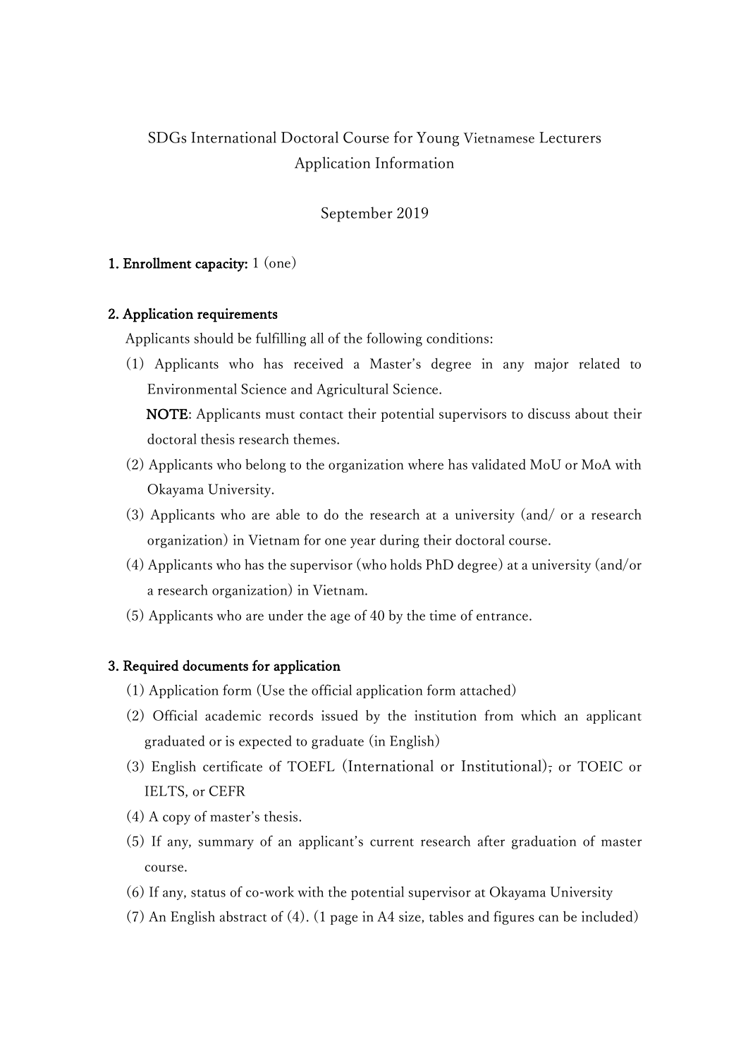# SDGs International Doctoral Course for Young Vietnamese Lecturers
## Application Information

September 2019

**1. Enrollment capacity:** 1 (one)

**2. Application requirements**

Applicants should be fulfilling all of the following conditions:

(1) Applicants who has received a Master's degree in any major related to Environmental Science and Agricultural Science.

**NOTE**: Applicants must contact their potential supervisors to discuss about their doctoral thesis research themes.

(2) Applicants who belong to the organization where has validated MoU or MoA with Okayama University.

(3) Applicants who are able to do the research at a university (and/ or a research organization) in Vietnam for one year during their doctoral course.

(4) Applicants who has the supervisor (who holds PhD degree) at a university (and/or a research organization) in Vietnam.

(5) Applicants who are under the age of 40 by the time of entrance.

**3. Required documents for application**

(1) Application form (Use the official application form attached)

(2) Official academic records issued by the institution from which an applicant graduated or is expected to graduate (in English)

(3) English certificate of TOEFL (International or Institutional), or TOEIC or IELTS, or CEFR

(4) A copy of master's thesis.

(5) If any, summary of an applicant's current research after graduation of master course.

(6) If any, status of co-work with the potential supervisor at Okayama University

(7) An English abstract of (4). (1 page in A4 size, tables and figures can be included)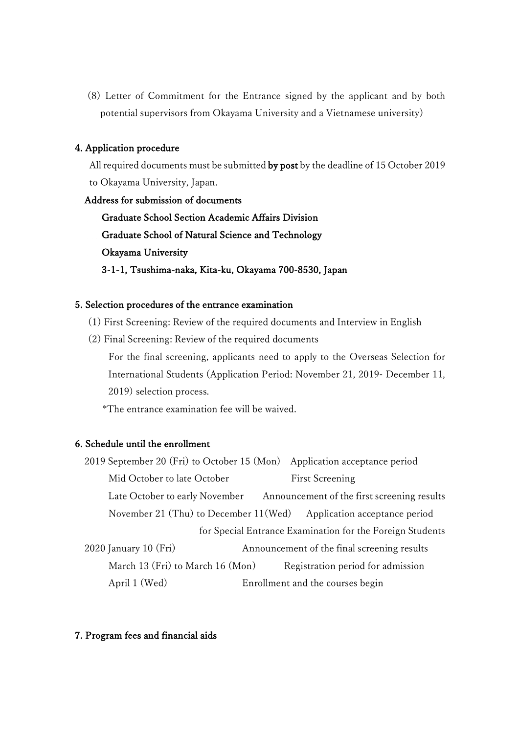(8) Letter of Commitment for the Entrance signed by the applicant and by both potential supervisors from Okayama University and a Vietnamese university)

## 4. Application procedure

All required documents must be submitted **by post** by the deadline of 15 October 2019 to Okayama University, Japan.

**Address for submission of documents**

**Graduate School Section Academic Affairs Division**
**Graduate School of Natural Science and Technology**
**Okayama University**
**3-1-1, Tsushima-naka, Kita-ku, Okayama 700-8530, Japan**

## 5. Selection procedures of the entrance examination

(1) First Screening: Review of the required documents and Interview in English

(2) Final Screening: Review of the required documents

For the final screening, applicants need to apply to the Overseas Selection for International Students (Application Period: November 21, 2019- December 11, 2019) selection process.

*The entrance examination fee will be waived.

## 6. Schedule until the enrollment

| Date | Event |
|---|---|
| 2019 September 20 (Fri) to October 15 (Mon) | Application acceptance period |
| Mid October to late October | First Screening |
| Late October to early November | Announcement of the first screening results |
| November 21 (Thu) to December 11(Wed) | Application acceptance period for Special Entrance Examination for the Foreign Students |
| 2020 January 10 (Fri) | Announcement of the final screening results |
| March 13 (Fri) to March 16 (Mon) | Registration period for admission |
| April 1 (Wed) | Enrollment and the courses begin |

## 7. Program fees and financial aids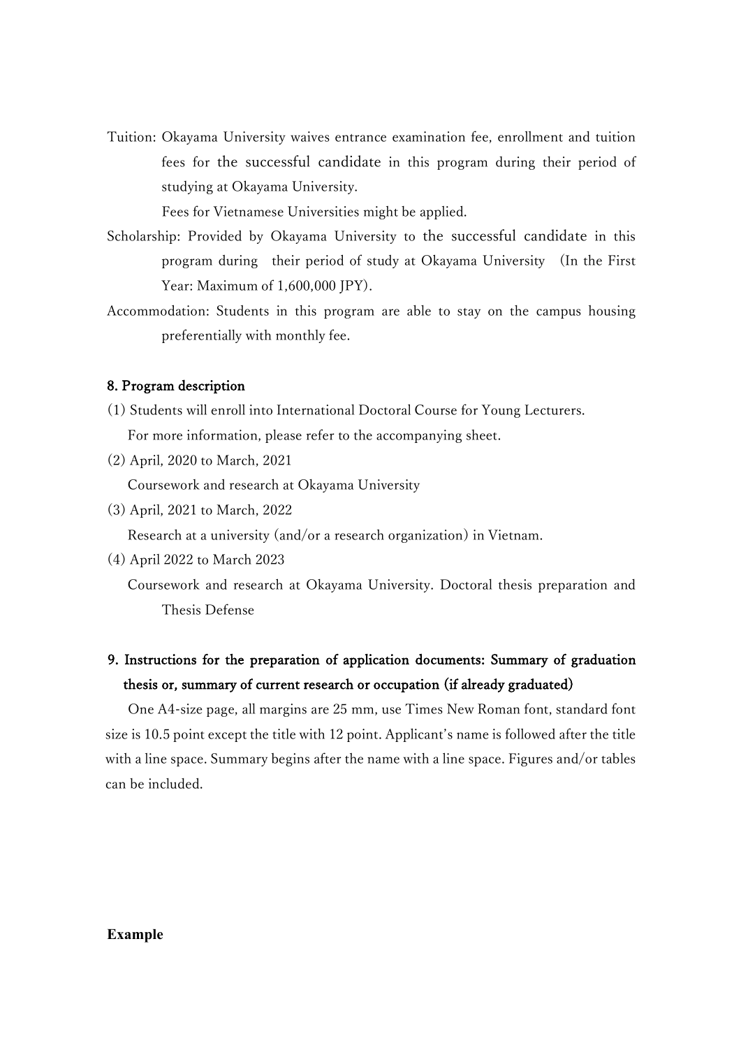Tuition: Okayama University waives entrance examination fee, enrollment and tuition fees for the successful candidate in this program during their period of studying at Okayama University.

Fees for Vietnamese Universities might be applied.

Scholarship: Provided by Okayama University to the successful candidate in this program during their period of study at Okayama University (In the First Year: Maximum of 1,600,000 JPY).

Accommodation: Students in this program are able to stay on the campus housing preferentially with monthly fee.

**8. Program description**

(1) Students will enroll into International Doctoral Course for Young Lecturers.
For more information, please refer to the accompanying sheet.

(2) April, 2020 to March, 2021
Coursework and research at Okayama University

(3) April, 2021 to March, 2022
Research at a university (and/or a research organization) in Vietnam.

(4) April 2022 to March 2023
Coursework and research at Okayama University. Doctoral thesis preparation and Thesis Defense

**9. Instructions for the preparation of application documents: Summary of graduation thesis or, summary of current research or occupation (if already graduated)**

One A4-size page, all margins are 25 mm, use Times New Roman font, standard font size is 10.5 point except the title with 12 point. Applicant's name is followed after the title with a line space. Summary begins after the name with a line space. Figures and/or tables can be included.

**Example**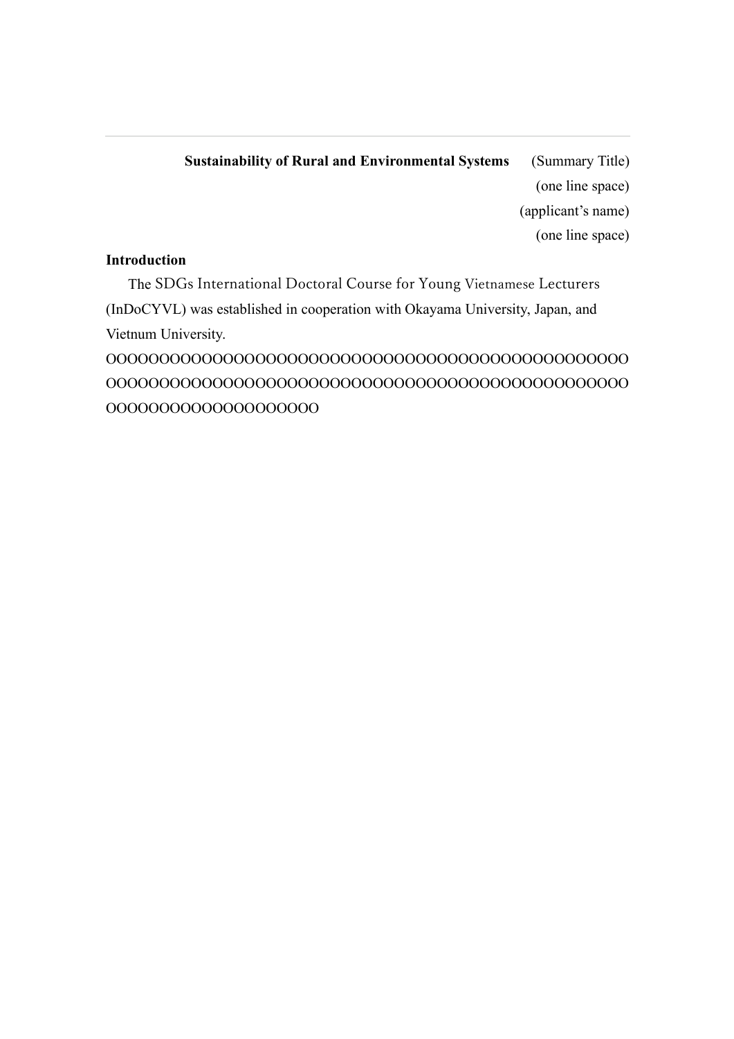**Sustainability of Rural and Environmental Systems** (Summary Title)

(one line space)

(applicant's name)

(one line space)

**Introduction**

The SDGs International Doctoral Course for Young Vietnamese Lecturers (InDoCYVL) was established in cooperation with Okayama University, Japan, and Vietnum University.

OOOOOOOOOOOOOOOOOOOOOOOOOOOOOOOOOOOOOOOOOOOOOOOOOOOOOOOOOOOOOOOOOOOOOOOOOOOOOOOOOOOOOOOOOOOOOOOOOOOOOOOOOO